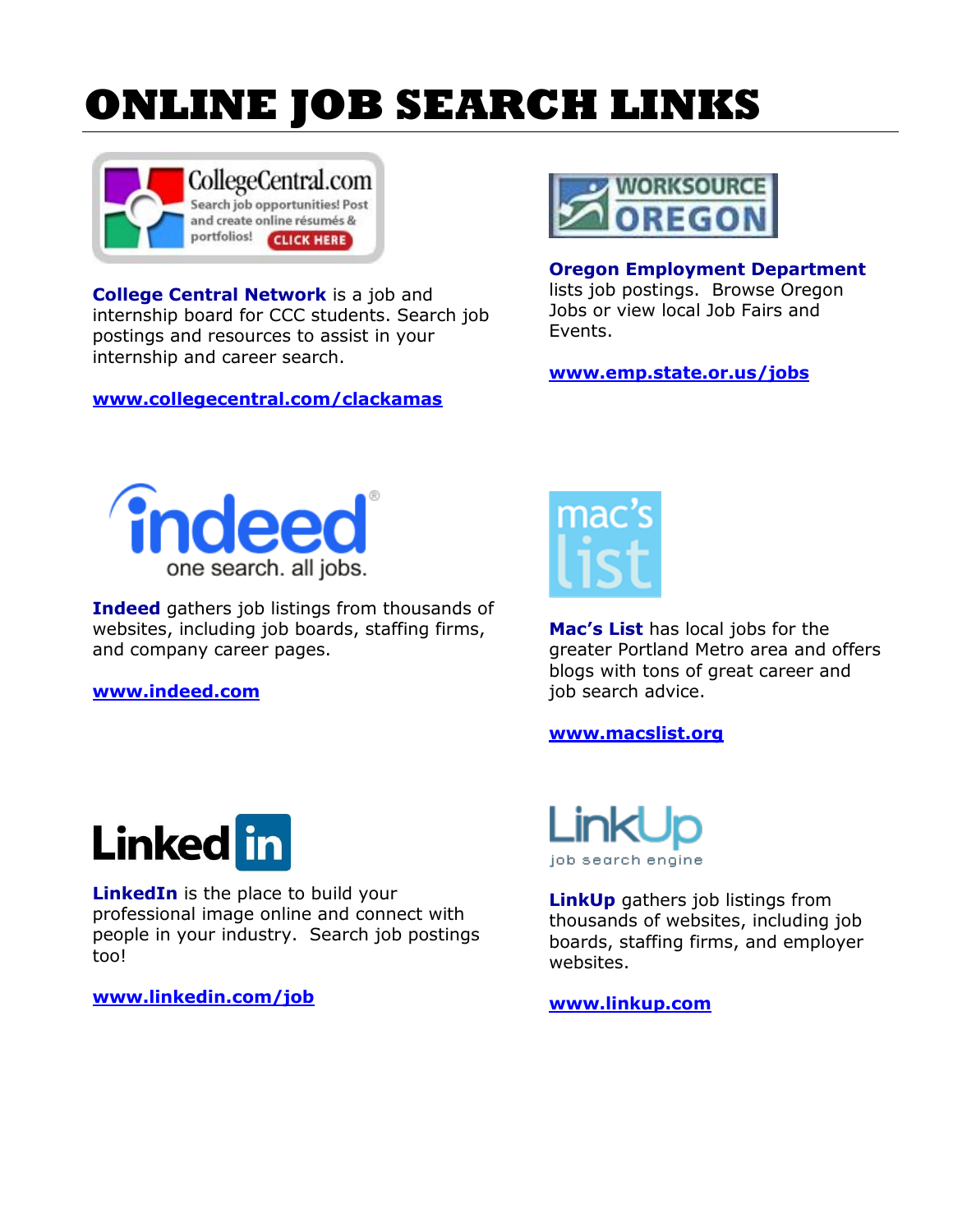# ONLINE JOB SEARCH LINKS

**College Central Network** is a job and internship board for CCC students. Search job postings and resources to assist in your internship and career search.

**www.collegecentral.com/clackamas**

**Oregon Employment Department** lists job postings. Browse Oregon Jobs or view local Job Fairs and Events.

**www.emp.state.or.us/jobs**

**Indeed** gathers job listings from thousands of websites, including job boards, staffing firms, and company career pages.

**www.indeed.com**

**Mac's List** has local jobs for the greater Portland Metro area and offers blogs with tons of great career and job search advice.

**www.macslist.org**

**LinkedIn** is the place to build your professional image online and connect with people in your industry. Search job postings too!

**www.linkedin.com/job**

**LinkUp** gathers job listings from thousands of websites, including job boards, staffing firms, and employer websites.

**www.linkup.com**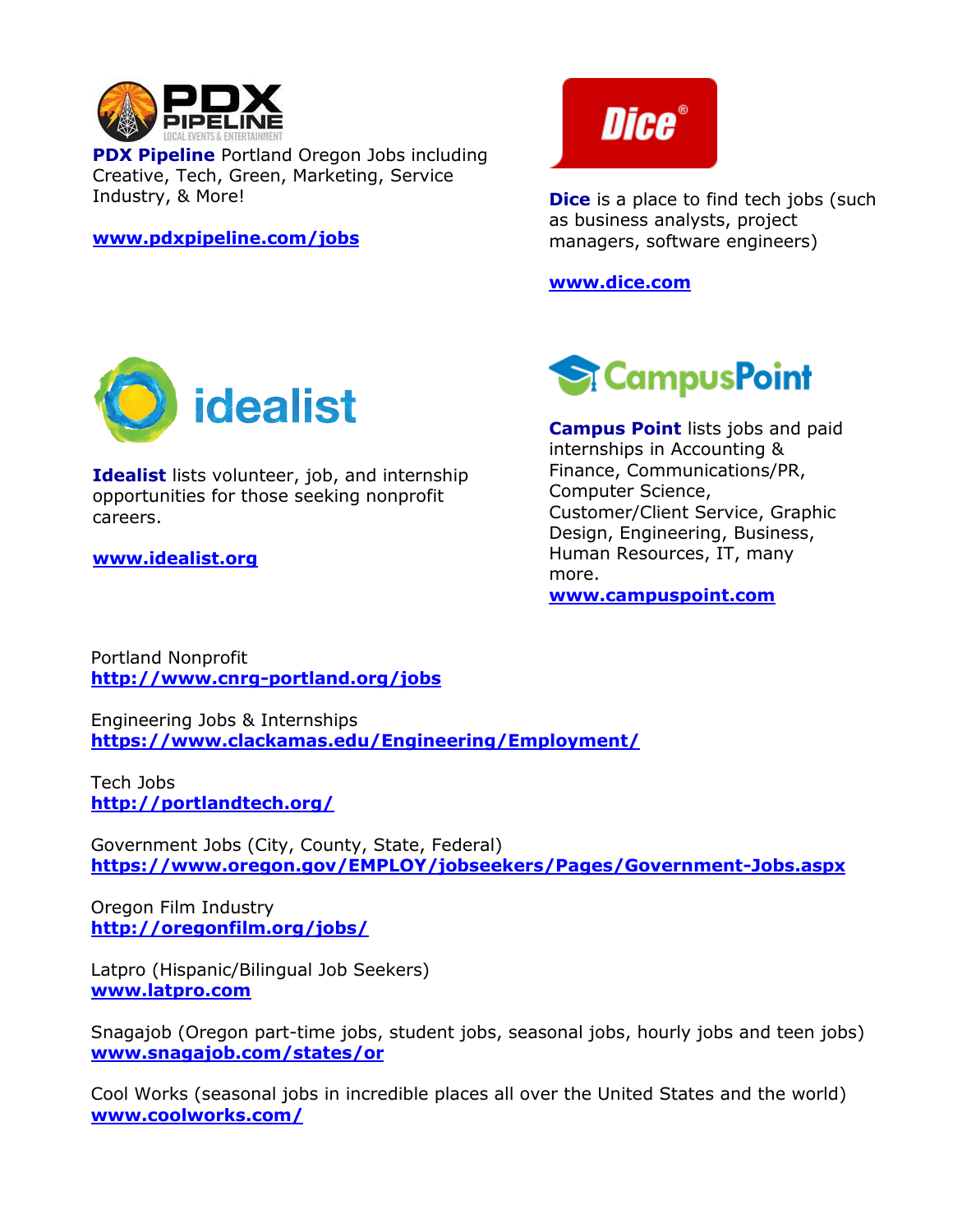**PDX Pipeline** Portland Oregon Jobs including Creative, Tech, Green, Marketing, Service Industry, & More!

**www.pdxpipeline.com/jobs**

**Dice** is a place to find tech jobs (such as business analysts, project managers, software engineers)

**www.dice.com**

**Idealist** lists volunteer, job, and internship opportunities for those seeking nonprofit careers.

**www.idealist.org**

**Campus Point** lists jobs and paid internships in Accounting & Finance, Communications/PR, Computer Science, Customer/Client Service, Graphic Design, Engineering, Business, Human Resources, IT, many more.

**www.campuspoint.com**

Portland Nonprofit
**http://www.cnrg-portland.org/jobs**

Engineering Jobs & Internships
**https://www.clackamas.edu/Engineering/Employment/**

Tech Jobs
**http://portlandtech.org/**

Government Jobs (City, County, State, Federal)
**https://www.oregon.gov/EMPLOY/jobseekers/Pages/Government-Jobs.aspx**

Oregon Film Industry
**http://oregonfilm.org/jobs/**

Latpro (Hispanic/Bilingual Job Seekers)
**www.latpro.com**

Snagajob (Oregon part-time jobs, student jobs, seasonal jobs, hourly jobs and teen jobs)
**www.snagajob.com/states/or**

Cool Works (seasonal jobs in incredible places all over the United States and the world)
**www.coolworks.com/**